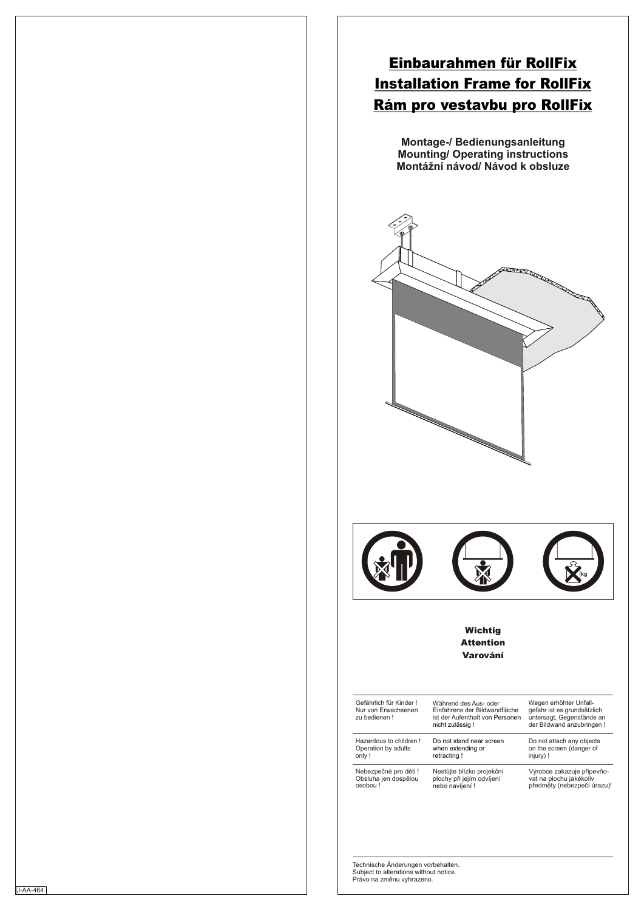# Einbaurahmen für RollFix
# Installation Frame for RollFix
# Rám pro vestavbu pro RollFix

**Montage-/ Bedienungsanleitung**
**Mounting/ Operating instructions**
**Montážní návod/ Návod k obsluze**

**Wichtig**
**Attention**
**Varování**

| | | |
|---|---|---|
| Gefährlich für Kinder ! Nur von Erwachsenen zu bedienen ! | Während des Aus- oder Einfahrens der Bildwandfläche ist der Aufenthalt von Personen nicht zulässig ! | Wegen erhöhter Unfall-gefahr ist es grundsätzlich untersagt, Gegenstände an der Bildwand anzubringen ! |
| Hazardous to children ! Operation by adults only ! | Do not stand near screen when extending or retracting ! | Do not attach any objects on the screen (danger of injury) ! |
| Nebezpečné pro děti ! Obsluha jen dospělou osobou ! | Nestůjte blízko projekční plochy při jejím odvíjení nebo navíjení ! | Výrobce zakazuje připevňo-vat na plochu jakékoliv předměty (nebezpečí úrazu)! |

Technische Änderungen vorbehalten.
Subject to alterations without notice.
Právo na změnu vyhrazeno.

J-AA-464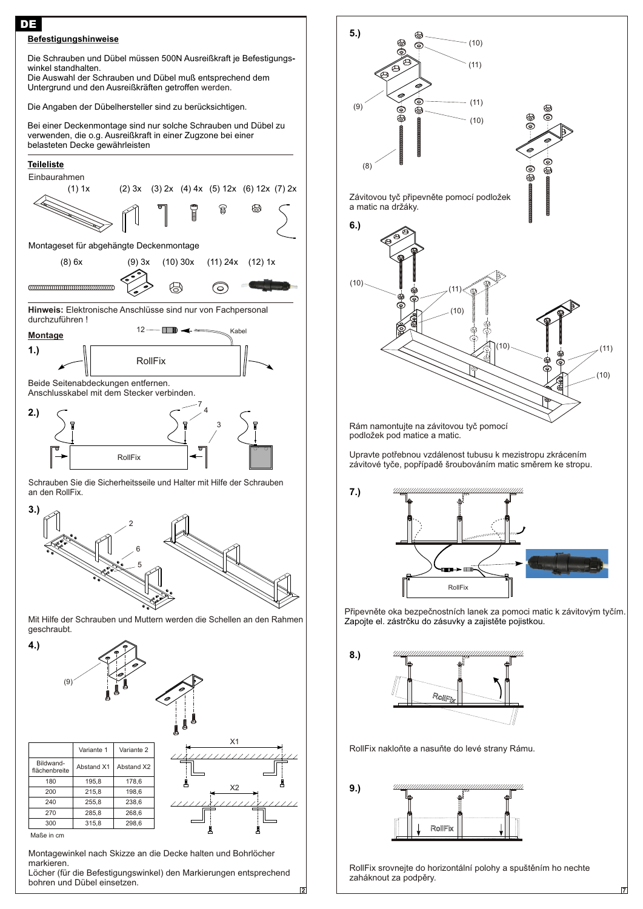DE

**Befestigungshinweise**

Die Schrauben und Dübel müssen 500N Ausreißkraft je Befestigungswinkel standhalten.
Die Auswahl der Schrauben und Dübel muß entsprechend dem Untergrund und den Ausreißkräften getroffen werden.

Die Angaben der Dübelhersteller sind zu berücksichtigen.

Bei einer Deckenmontage sind nur solche Schrauben und Dübel zu verwenden, die o.g. Ausreißkraft in einer Zugzone bei einer belasteten Decke gewährleisten

**Teileliste**

Einbaurahmen

(1) 1x (2) 3x (3) 2x (4) 4x (5) 12x (6) 12x (7) 2x

Montageset für abgehängte Deckenmontage

(8) 6x (9) 3x (10) 30x (11) 24x (12) 1x

**Hinweis:** Elektronische Anschlüsse sind nur von Fachpersonal durchzuführen !

**Montage**

12 Kabel

**1.)**

RollFix

Beide Seitenabdeckungen entfernen.
Anschlusskabel mit dem Stecker verbinden.

**2.)**

7 4 3

RollFix

Schrauben Sie die Sicherheitsseile und Halter mit Hilfe der Schrauben an den RollFix.

**3.)**

2 6 5

Mit Hilfe der Schrauben und Muttern werden die Schellen an den Rahmen geschraubt.

**4.)**

(9)

| Bildwandflächenbreite | Variante 1 Abstand X1 | Variante 2 Abstand X2 |
|---|---|---|
| 180 | 195,8 | 178,6 |
| 200 | 215,8 | 198,6 |
| 240 | 255,8 | 238,6 |
| 270 | 285,8 | 268,6 |
| 300 | 315,8 | 298,6 |

Maße in cm

X1 X2

Montagewinkel nach Skizze an die Decke halten und Bohrlöcher markieren.
Löcher (für die Befestigungswinkel) den Markierungen entsprechend bohren und Dübel einsetzen.

**5.)**

(10) (11) (9) (11) (10) (8)

Závitovou tyč připevněte pomocí podložek a matic na držáky.

**6.)**

(10) (11) (10) (10) (11) (10)

Rám namontujte na závitovou tyč pomocí podložek pod matice a matic.

Upravte potřebnou vzdálenost tubusu k mezistropu zkrácením závitové tyče, popřípadě šroubováním matic směrem ke stropu.

**7.)**

RollFix

Připevněte oka bezpečnostních lanek za pomoci matic k závitovým tyčím.
Zapojte el. zástrčku do zásuvky a zajistěte pojistkou.

**8.)**

RollFix

RollFix nakloňte a nasuňte do levé strany Rámu.

**9.)**

RollFix

RollFix srovnejte do horizontální polohy a spuštěním ho nechte zaháknout za podpěry.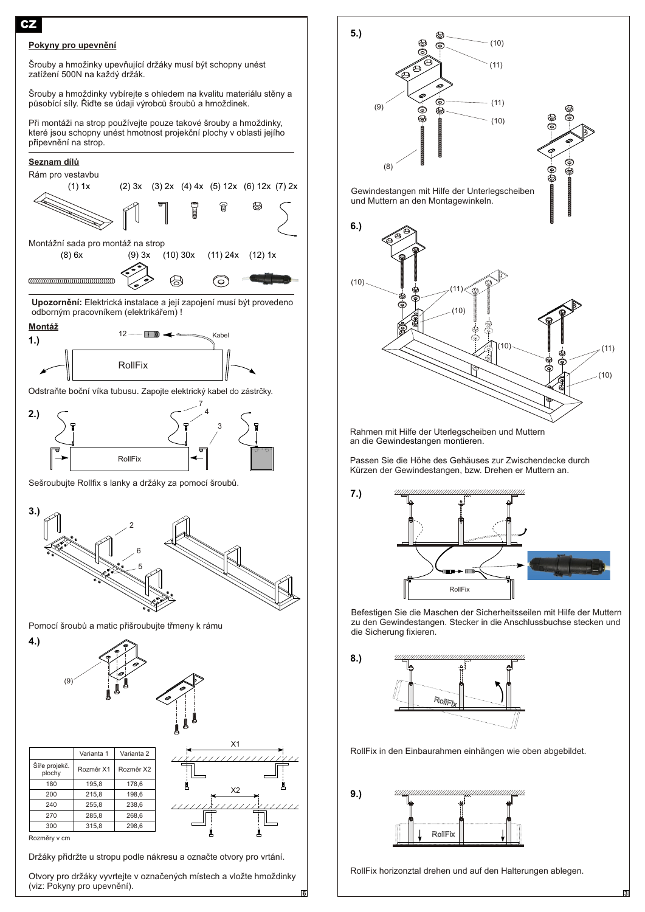# CZ

## Pokyny pro upevnění

Šrouby a hmožinky upevňující držáky musí být schopny unést zatížení 500N na každý držák.

Šrouby a hmoždinky vybírejte s ohledem na kvalitu materiálu stěny a působící síly. Řiďte se údaji výrobců šroubů a hmoždinek.

Při montáži na strop používejte pouze takové šrouby a hmoždinky, které jsou schopny unést hmotnost projekční plochy v oblasti jejího připevnění na strop.

## Seznam dílů

Rám pro vestavbu

(1) 1x (2) 3x (3) 2x (4) 4x (5) 12x (6) 12x (7) 2x

Montážní sada pro montáž na strop

(8) 6x (9) 3x (10) 30x (11) 24x (12) 1x

**Upozornění:** Elektrická instalace a její zapojení musí být provedeno odborným pracovníkem (elektrikářem) !

## Montáž

**1.)**

12 Kabel

RollFix

Odstraňte boční víka tubusu. Zapojte elektrický kabel do zástrčky.

**2.)**

7 4 3

RollFix

Sešroubujte Rollfix s lanky a držáky za pomocí šroubů.

**3.)**

2 6 5

Pomocí šroubů a matic přišroubujte třmeny k rámu

**4.)**

(9)

| | Varianta 1 | Varianta 2 |
|---|---|---|
| Šíře projekč. plochy | Rozměr X1 | Rozměr X2 |
| 180 | 195,8 | 178,6 |
| 200 | 215,8 | 198,6 |
| 240 | 255,8 | 238,6 |
| 270 | 285,8 | 268,6 |
| 300 | 315,8 | 298,6 |

Rozměry v cm

X1

X2

Držáky přidržte u stropu podle nákresu a označte otvory pro vrtání.

Otvory pro držáky vyvrtejte v označených místech a vložte hmoždinky (viz: Pokyny pro upevnění).

**5.)**

(10) (11) (9) (11) (10) (8)

Gewindestangen mit Hilfe der Unterlegscheiben und Muttern an den Montagewinkeln.

**6.)**

(10) (11) (10) (10) (11) (10)

Rahmen mit Hilfe der Uterlegscheiben und Muttern an die Gewindestangen montieren.

Passen Sie die Höhe des Gehäuses zur Zwischendecke durch Kürzen der Gewindestangen, bzw. Drehen er Muttern an.

**7.)**

RollFix

Befestigen Sie die Maschen der Sicherheitsseilen mit Hilfe der Muttern zu den Gewindestangen. Stecker in die Anschlussbuchse stecken und die Sicherung fixieren.

**8.)**

RollFix

RollFix in den Einbaurahmen einhängen wie oben abgebildet.

**9.)**

RollFix

RollFix horizonztal drehen und auf den Halterungen ablegen.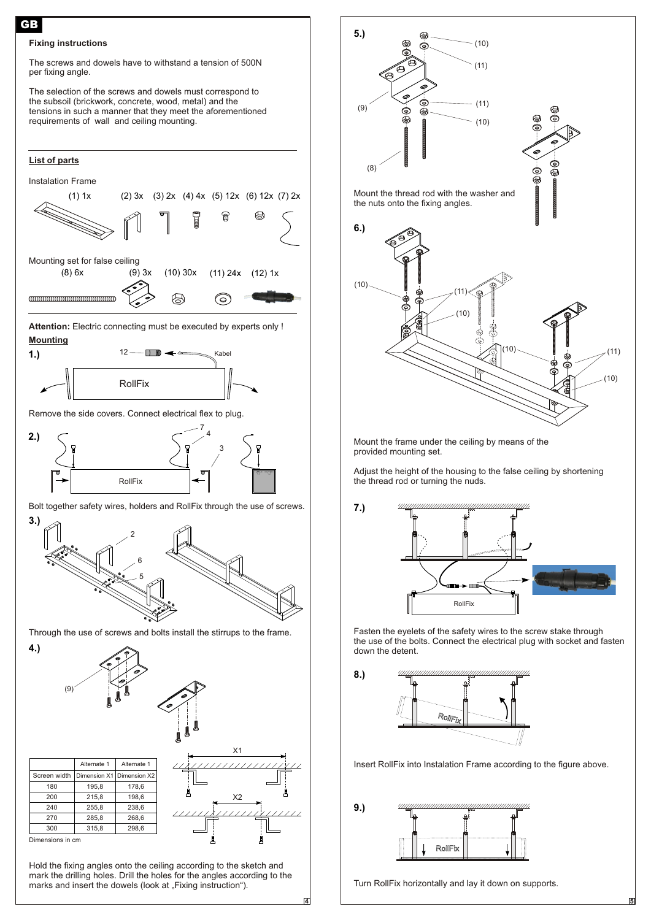# GB

## Fixing instructions

The screws and dowels have to withstand a tension of 500N per fixing angle.

The selection of the screws and dowels must correspond to the subsoil (brickwork, concrete, wood, metal) and the tensions in such a manner that they meet the aforementioned requirements of wall and ceiling mounting.

## List of parts

Instalation Frame

(1) 1x (2) 3x (3) 2x (4) 4x (5) 12x (6) 12x (7) 2x

Mounting set for false ceiling

(8) 6x (9) 3x (10) 30x (11) 24x (12) 1x

**Attention:** Electric connecting must be executed by experts only !

## Mounting

**1.)**

12 Kabel

RollFix

Remove the side covers. Connect electrical flex to plug.

**2.)**

7 4 3

RollFix

Bolt together safety wires, holders and RollFix through the use of screws.

**3.)**

2 6 5

Through the use of screws and bolts install the stirrups to the frame.

**4.)**

(9)

| | Alternate 1 | Alternate 1 |
|---|---|---|
| Screen width | Dimension X1 | Dimension X2 |
| 180 | 195,8 | 178,6 |
| 200 | 215,8 | 198,6 |
| 240 | 255,8 | 238,6 |
| 270 | 285,8 | 268,6 |
| 300 | 315,8 | 298,6 |

Dimensions in cm

X1

X2

Hold the fixing angles onto the ceiling according to the sketch and mark the drilling holes. Drill the holes for the angles according to the marks and insert the dowels (look at „Fixing instruction").

**5.)**

(10) (11) (9) (11) (10) (8)

Mount the thread rod with the washer and the nuts onto the fixing angles.

**6.)**

(10) (11) (10) (10) (11) (10)

Mount the frame under the ceiling by means of the provided mounting set.

Adjust the height of the housing to the false ceiling by shortening the thread rod or turning the nuds.

**7.)**

RollFix

Fasten the eyelets of the safety wires to the screw stake through the use of the bolts. Connect the electrical plug with socket and fasten down the detent.

**8.)**

RollFix

Insert RollFix into Instalation Frame according to the figure above.

**9.)**

RollFix

Turn RollFix horizontally and lay it down on supports.